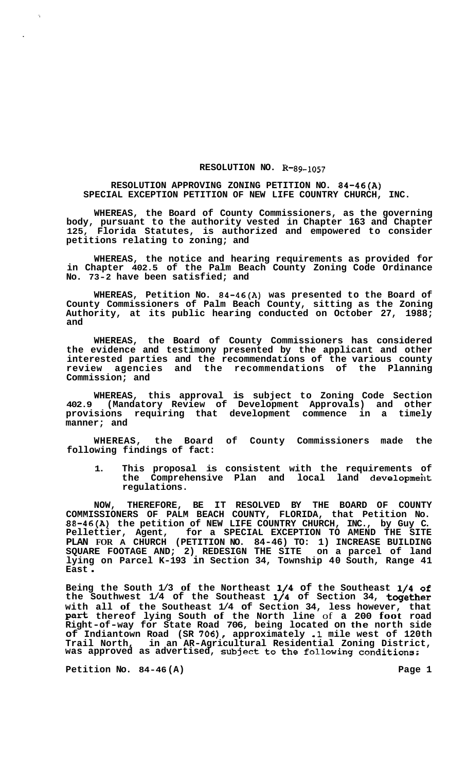**RESOLUTION NO. R-89-1057**

**RESOLUTION APPROVING ZONING PETITION NO. 84-46(A) SPECIAL EXCEPTION PETITION OF NEW LIFE COUNTRY CHURCH, INC.**

**WHEREAS, the Board of County Commissioners, as the governing body, pursuant to the authority vested in Chapter 163 and Chapter 125, Florida Statutes, is authorized and empowered to consider petitions relating to zoning; and**

**WHEREAS, the notice and hearing requirements as provided for in Chapter 402.5 of the Palm Beach County Zoning Code Ordinance No. 73-2 have been satisfied; and**

**WHEREAS, Petition No. 84-46(A) was presented to the Board of County Commissioners of Palm Beach County, sitting as the Zoning Authority, at its public hearing conducted on October 27, 1988; and**

**WHEREAS, the Board of County Commissioners has considered the evidence and testimony presented by the applicant and other interested parties and the recommendations of the various county review agencies and the recommendations of the Planning Commission; and**

**WHEREAS, this approval is subject to Zoning Code Section 402.9 (Mandatory Review of Development Approvals) and other provisions requiring that development commence in a timely manner; and**

**WHEREAS, the Board of County Commissioners made the following findings of fact:**

1. **This proposal is consistent with the requirements of the Comprehensive Plan and local land development regulations.**

**NOW, THEREFORE, BE IT RESOLVED BY THE BOARD OF COUNTY COMMISSIONERS OF PALM BEACH COUNTY, FLORIDA, that Petition No. 88-46(A) the petition of NEW LIFE COUNTRY CHURCH, INC., by Guy C. Pellettier, Agent, for a SPECIAL EXCEPTION TO AMEND THE SITE PLAN FOR A CHURCH (PETITION NO. 84-46) TO: 1) INCREASE BUILDING SQUARE FOOTAGE AND; 2) REDESIGN THE SITE on a parcel of land lying on Parcel K-193 in Section 34, Township 40 South, Range 41 East.**

**Being the South 1/3 of the Northeast 1/4 of the Southeast 1/4 of the Southwest 1/4 of the Southeast 1/4 of Section 34, together with all of the Southeast 1/4 of Section 34, less however, that part thereof lying South of the North line of a 200 foot road Right-of-way for State Road 706, being located on the north side of Indiantown Road (SR 706), approximately .1 mile west of 120th Trail North, in an AR-Agricultural Residential Zoning District, was approved as advertised, subject to the following conditions:**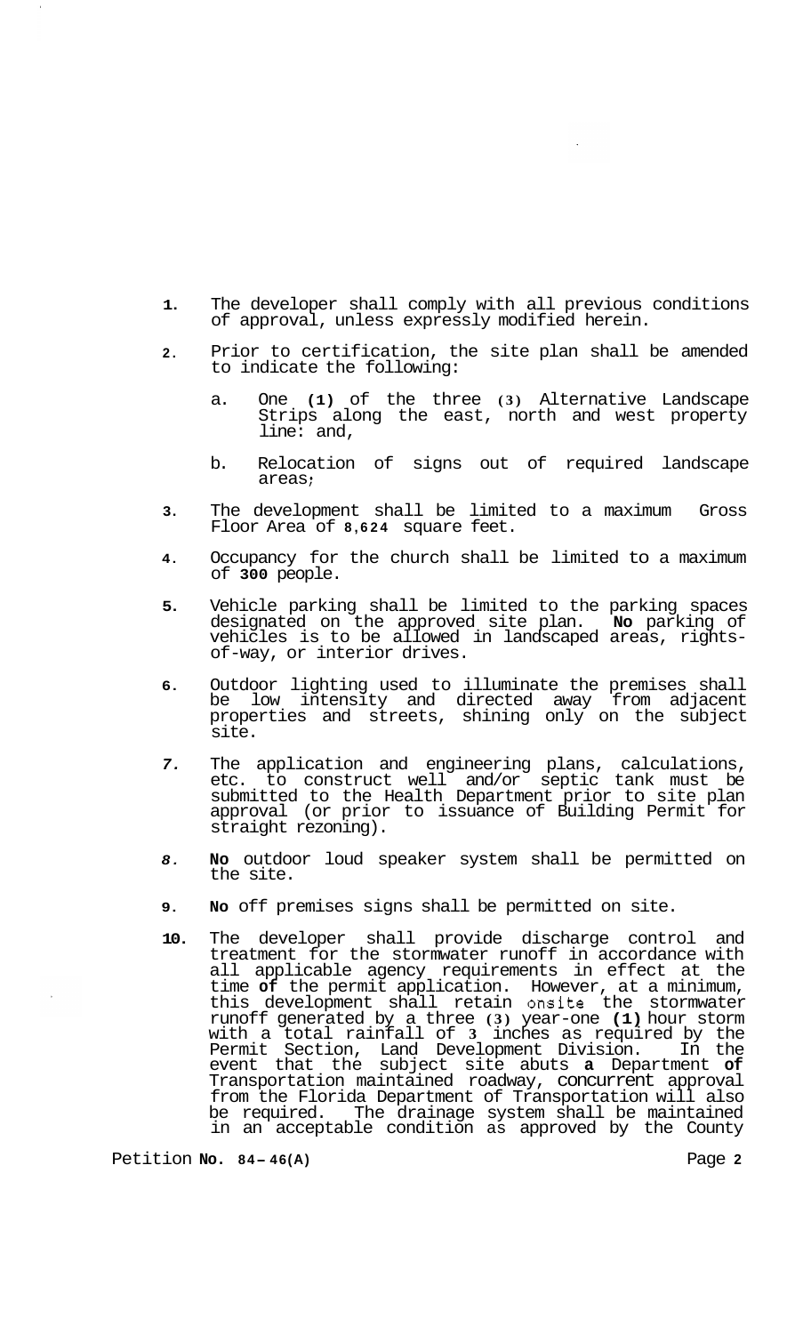1. The developer shall comply with all previous conditions of approval, unless expressly modified herein.

2. Prior to certification, the site plan shall be amended to indicate the following:

   a. One (1) of the three (3) Alternative Landscape Strips along the east, north and west property line: and,

   b. Relocation of signs out of required landscape areas;

3. The development shall be limited to a maximum Gross Floor Area of 8,624 square feet.

4. Occupancy for the church shall be limited to a maximum of 300 people.

5. Vehicle parking shall be limited to the parking spaces designated on the approved site plan. No parking of vehicles is to be allowed in landscaped areas, rights-of-way, or interior drives.

6. Outdoor lighting used to illuminate the premises shall be low intensity and directed away from adjacent properties and streets, shining only on the subject site.

7. The application and engineering plans, calculations, etc. to construct well and/or septic tank must be submitted to the Health Department prior to site plan approval (or prior to issuance of Building Permit for straight rezoning).

8. No outdoor loud speaker system shall be permitted on the site.

9. No off premises signs shall be permitted on site.

10. The developer shall provide discharge control and treatment for the stormwater runoff in accordance with all applicable agency requirements in effect at the time of the permit application. However, at a minimum, this development shall retain onsite the stormwater runoff generated by a three (3) year-one (1) hour storm with a total rainfall of 3 inches as required by the Permit Section, Land Development Division. In the event that the subject site abuts a Department of Transportation maintained roadway, concurrent approval from the Florida Department of Transportation will also be required. The drainage system shall be maintained in an acceptable condition as approved by the County

Petition No. 84-46(A)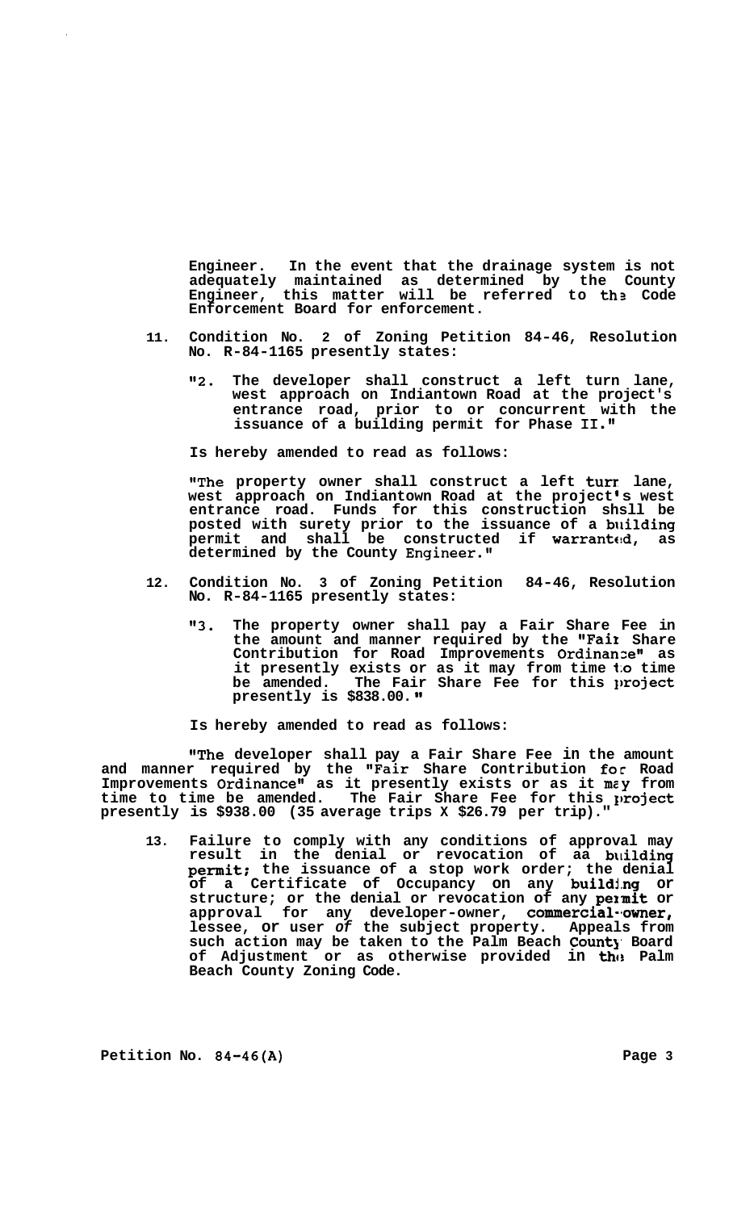**Engineer. In the event that the drainage system is not adequately maintained as determined by the County Engineer, this matter will be referred to the Code Enforcement Board for enforcement.**

11. **Condition No. 2 of Zoning Petition 84-46, Resolution No. R-84-1165 presently states:**

    **"2. The developer shall construct a left turn lane, west approach on Indiantown Road at the project's entrance road, prior to or concurrent with the issuance of a building permit for Phase II."**

    **Is hereby amended to read as follows:**

    **"The property owner shall construct a left turn lane, west approach on Indiantown Road at the project's west entrance road. Funds for this construction shsll be posted with surety prior to the issuance of a building permit and shall be constructed if warranted, as determined by the County Engineer."**

12. **Condition No. 3 of Zoning Petition 84-46, Resolution No. R-84-1165 presently states:**

    **"3. The property owner shall pay a Fair Share Fee in the amount and manner required by the "Fair Share Contribution for Road Improvements Ordinance" as it presently exists or as it may from time to time be amended. The Fair Share Fee for this project presently is $838.00."**

    **Is hereby amended to read as follows:**

**"The developer shall pay a Fair Share Fee in the amount and manner required by the "Fair Share Contribution for Road Improvements Ordinance" as it presently exists or as it may from time to time be amended. The Fair Share Fee for this project presently is $938.00 (35 average trips X $26.79 per trip)."**

13. **Failure to comply with any conditions of approval may result in the denial or revocation of aa building permit; the issuance of a stop work order; the denial of a Certificate of Occupancy on any building or structure; or the denial or revocation of any permit or approval for any developer-owner, commercial-owner, lessee, or user of the subject property. Appeals from such action may be taken to the Palm Beach County Board of Adjustment or as otherwise provided in the Palm Beach County Zoning Code.**

**Petition No. 84-46(A)**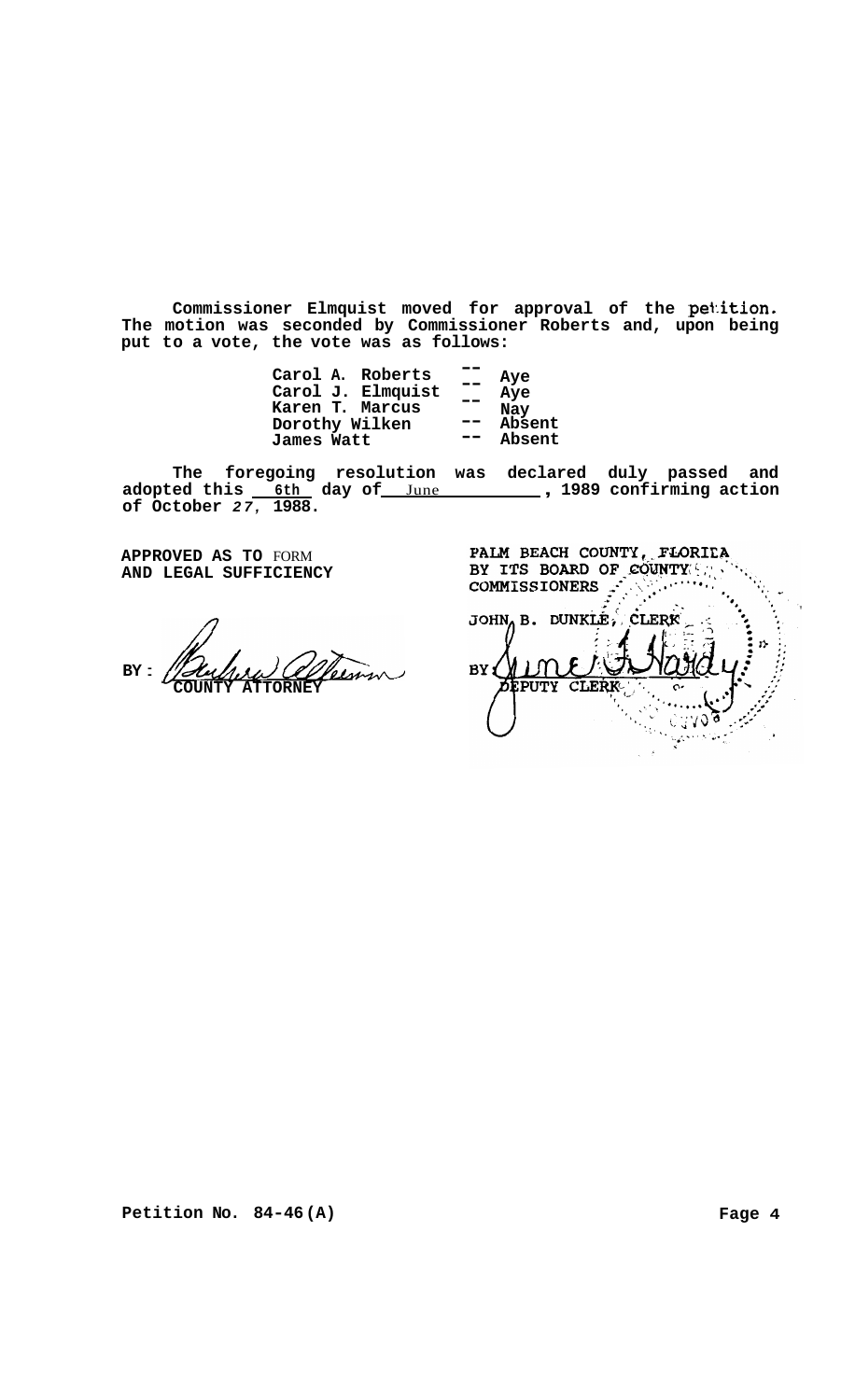Commissioner Elmquist moved for approval of the petition. The motion was seconded by Commissioner Roberts and, upon being put to a vote, the vote was as follows:

| | | |
|---|---|---|
| Carol A. Roberts | -- | Aye |
| Carol J. Elmquist | -- | Aye |
| Karen T. Marcus | -- | Nay |
| Dorothy Wilken | -- | Absent |
| James Watt | -- | Absent |

The foregoing resolution was declared duly passed and adopted this 6th day of June, 1989 confirming action of October 27, 1988.

APPROVED AS TO FORM AND LEGAL SUFFICIENCY

BY: COUNTY ATTORNEY

PALM BEACH COUNTY, FLORIDA
BY ITS BOARD OF COUNTY COMMISSIONERS

JOHN B. DUNKLE, CLERK

BY: DEPUTY CLERK

Petition No. 84-46(A)